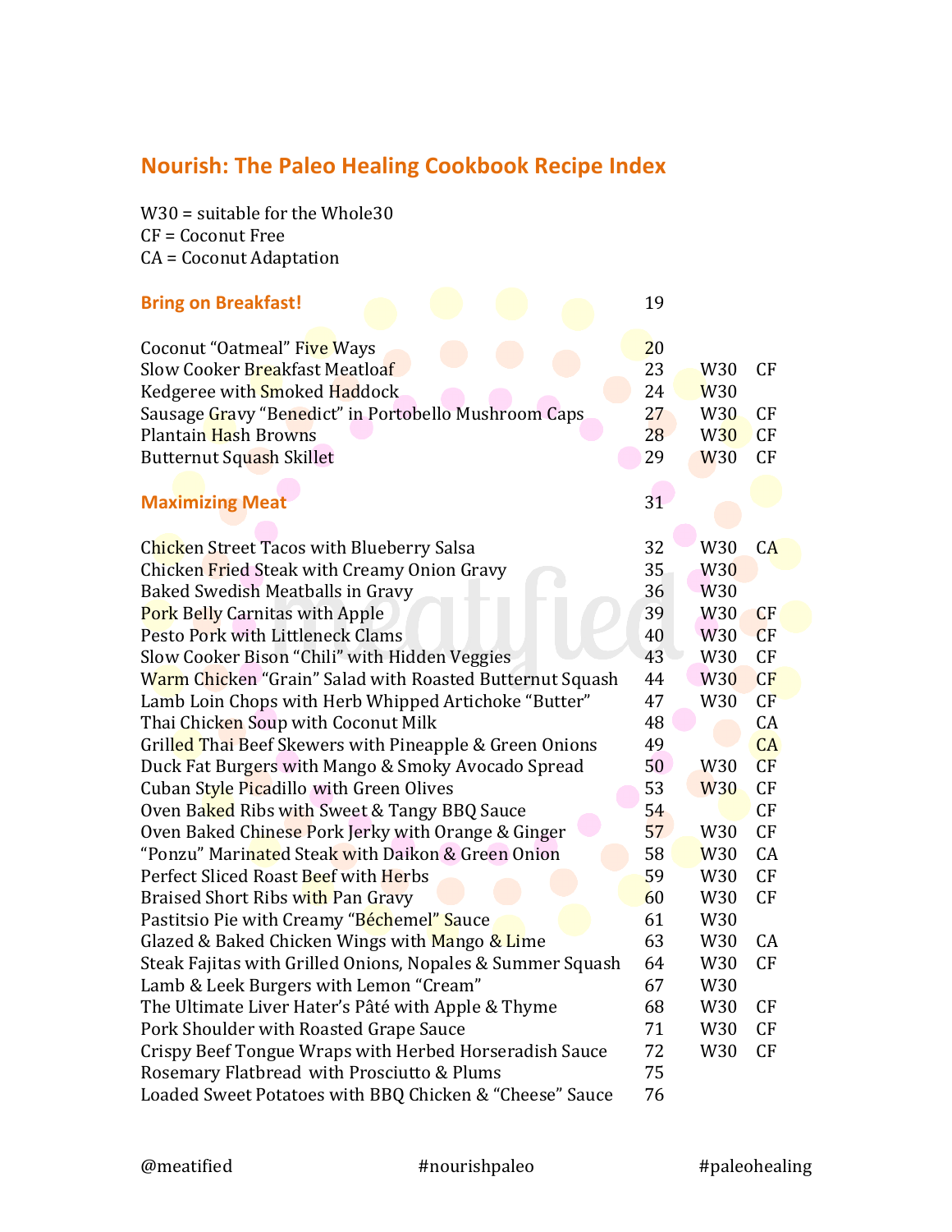# Nourish: The Paleo Healing Cookbook Recipe Index

W30 = suitable for the Whole30
CF = Coconut Free
CA = Coconut Adaptation

| Recipe | Page | W30 | Coconut |
| --- | --- | --- | --- |
| **Bring on Breakfast!** | 19 | | |
| Coconut "Oatmeal" Five Ways | 20 | | |
| Slow Cooker Breakfast Meatloaf | 23 | W30 | CF |
| Kedgeree with Smoked Haddock | 24 | W30 | |
| Sausage Gravy "Benedict" in Portobello Mushroom Caps | 27 | W30 | CF |
| Plantain Hash Browns | 28 | W30 | CF |
| Butternut Squash Skillet | 29 | W30 | CF |
| **Maximizing Meat** | 31 | | |
| Chicken Street Tacos with Blueberry Salsa | 32 | W30 | CA |
| Chicken Fried Steak with Creamy Onion Gravy | 35 | W30 | |
| Baked Swedish Meatballs in Gravy | 36 | W30 | |
| Pork Belly Carnitas with Apple | 39 | W30 | CF |
| Pesto Pork with Littleneck Clams | 40 | W30 | CF |
| Slow Cooker Bison "Chili" with Hidden Veggies | 43 | W30 | CF |
| Warm Chicken "Grain" Salad with Roasted Butternut Squash | 44 | W30 | CF |
| Lamb Loin Chops with Herb Whipped Artichoke "Butter" | 47 | W30 | CF |
| Thai Chicken Soup with Coconut Milk | 48 | | CA |
| Grilled Thai Beef Skewers with Pineapple & Green Onions | 49 | | CA |
| Duck Fat Burgers with Mango & Smoky Avocado Spread | 50 | W30 | CF |
| Cuban Style Picadillo with Green Olives | 53 | W30 | CF |
| Oven Baked Ribs with Sweet & Tangy BBQ Sauce | 54 | | CF |
| Oven Baked Chinese Pork Jerky with Orange & Ginger | 57 | W30 | CF |
| "Ponzu" Marinated Steak with Daikon & Green Onion | 58 | W30 | CA |
| Perfect Sliced Roast Beef with Herbs | 59 | W30 | CF |
| Braised Short Ribs with Pan Gravy | 60 | W30 | CF |
| Pastitsio Pie with Creamy "Béchemel" Sauce | 61 | W30 | |
| Glazed & Baked Chicken Wings with Mango & Lime | 63 | W30 | CA |
| Steak Fajitas with Grilled Onions, Nopales & Summer Squash | 64 | W30 | CF |
| Lamb & Leek Burgers with Lemon "Cream" | 67 | W30 | |
| The Ultimate Liver Hater's Pâté with Apple & Thyme | 68 | W30 | CF |
| Pork Shoulder with Roasted Grape Sauce | 71 | W30 | CF |
| Crispy Beef Tongue Wraps with Herbed Horseradish Sauce | 72 | W30 | CF |
| Rosemary Flatbread with Prosciutto & Plums | 75 | | |
| Loaded Sweet Potatoes with BBQ Chicken & "Cheese" Sauce | 76 | | |

@meatified #nourishpaleo #paleohealing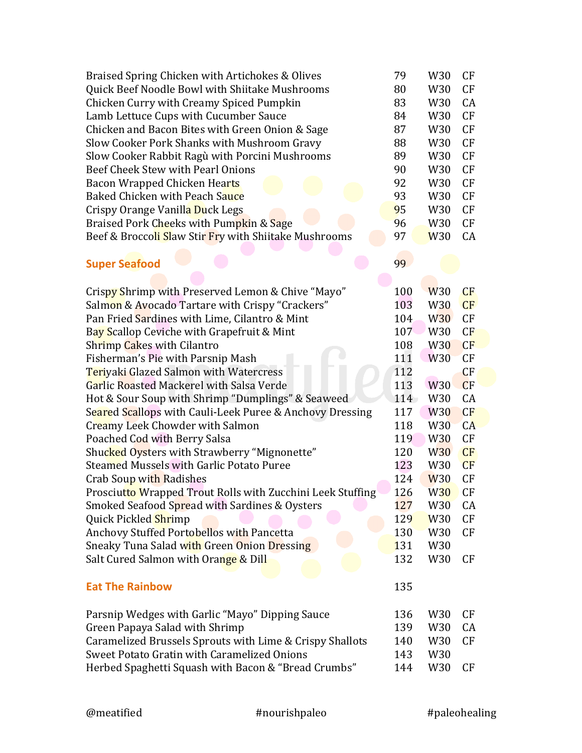| | | | |
|---|---|---|---|
| Braised Spring Chicken with Artichokes & Olives | 79 | W30 | CF |
| Quick Beef Noodle Bowl with Shiitake Mushrooms | 80 | W30 | CF |
| Chicken Curry with Creamy Spiced Pumpkin | 83 | W30 | CA |
| Lamb Lettuce Cups with Cucumber Sauce | 84 | W30 | CF |
| Chicken and Bacon Bites with Green Onion & Sage | 87 | W30 | CF |
| Slow Cooker Pork Shanks with Mushroom Gravy | 88 | W30 | CF |
| Slow Cooker Rabbit Ragù with Porcini Mushrooms | 89 | W30 | CF |
| Beef Cheek Stew with Pearl Onions | 90 | W30 | CF |
| Bacon Wrapped Chicken Hearts | 92 | W30 | CF |
| Baked Chicken with Peach Sauce | 93 | W30 | CF |
| Crispy Orange Vanilla Duck Legs | 95 | W30 | CF |
| Braised Pork Cheeks with Pumpkin & Sage | 96 | W30 | CF |
| Beef & Broccoli Slaw Stir Fry with Shiitake Mushrooms | 97 | W30 | CA |

## Super Seafood — 99

| | | | |
|---|---|---|---|
| Crispy Shrimp with Preserved Lemon & Chive "Mayo" | 100 | W30 | CF |
| Salmon & Avocado Tartare with Crispy "Crackers" | 103 | W30 | CF |
| Pan Fried Sardines with Lime, Cilantro & Mint | 104 | W30 | CF |
| Bay Scallop Ceviche with Grapefruit & Mint | 107 | W30 | CF |
| Shrimp Cakes with Cilantro | 108 | W30 | CF |
| Fisherman's Pie with Parsnip Mash | 111 | W30 | CF |
| Teriyaki Glazed Salmon with Watercress | 112 | | CF |
| Garlic Roasted Mackerel with Salsa Verde | 113 | W30 | CF |
| Hot & Sour Soup with Shrimp "Dumplings" & Seaweed | 114 | W30 | CA |
| Seared Scallops with Cauli-Leek Puree & Anchovy Dressing | 117 | W30 | CF |
| Creamy Leek Chowder with Salmon | 118 | W30 | CA |
| Poached Cod with Berry Salsa | 119 | W30 | CF |
| Shucked Oysters with Strawberry "Mignonette" | 120 | W30 | CF |
| Steamed Mussels with Garlic Potato Puree | 123 | W30 | CF |
| Crab Soup with Radishes | 124 | W30 | CF |
| Prosciutto Wrapped Trout Rolls with Zucchini Leek Stuffing | 126 | W30 | CF |
| Smoked Seafood Spread with Sardines & Oysters | 127 | W30 | CA |
| Quick Pickled Shrimp | 129 | W30 | CF |
| Anchovy Stuffed Portobellos with Pancetta | 130 | W30 | CF |
| Sneaky Tuna Salad with Green Onion Dressing | 131 | W30 | |
| Salt Cured Salmon with Orange & Dill | 132 | W30 | CF |

## Eat The Rainbow — 135

| | | | |
|---|---|---|---|
| Parsnip Wedges with Garlic "Mayo" Dipping Sauce | 136 | W30 | CF |
| Green Papaya Salad with Shrimp | 139 | W30 | CA |
| Caramelized Brussels Sprouts with Lime & Crispy Shallots | 140 | W30 | CF |
| Sweet Potato Gratin with Caramelized Onions | 143 | W30 | |
| Herbed Spaghetti Squash with Bacon & "Bread Crumbs" | 144 | W30 | CF |

@meatified #nourishpaleo #paleohealing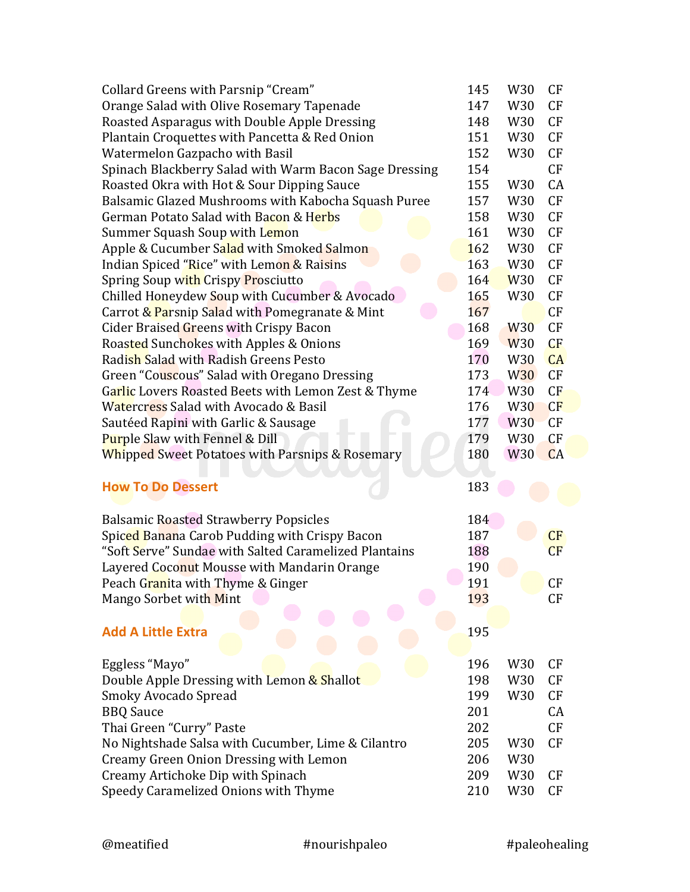| Recipe | Page | W30 | CF/CA |
|---|---|---|---|
| Collard Greens with Parsnip “Cream” | 145 | W30 | CF |
| Orange Salad with Olive Rosemary Tapenade | 147 | W30 | CF |
| Roasted Asparagus with Double Apple Dressing | 148 | W30 | CF |
| Plantain Croquettes with Pancetta & Red Onion | 151 | W30 | CF |
| Watermelon Gazpacho with Basil | 152 | W30 | CF |
| Spinach Blackberry Salad with Warm Bacon Sage Dressing | 154 | | CF |
| Roasted Okra with Hot & Sour Dipping Sauce | 155 | W30 | CA |
| Balsamic Glazed Mushrooms with Kabocha Squash Puree | 157 | W30 | CF |
| German Potato Salad with Bacon & Herbs | 158 | W30 | CF |
| Summer Squash Soup with Lemon | 161 | W30 | CF |
| Apple & Cucumber Salad with Smoked Salmon | 162 | W30 | CF |
| Indian Spiced “Rice” with Lemon & Raisins | 163 | W30 | CF |
| Spring Soup with Crispy Prosciutto | 164 | W30 | CF |
| Chilled Honeydew Soup with Cucumber & Avocado | 165 | W30 | CF |
| Carrot & Parsnip Salad with Pomegranate & Mint | 167 | | CF |
| Cider Braised Greens with Crispy Bacon | 168 | W30 | CF |
| Roasted Sunchokes with Apples & Onions | 169 | W30 | CF |
| Radish Salad with Radish Greens Pesto | 170 | W30 | CA |
| Green “Couscous” Salad with Oregano Dressing | 173 | W30 | CF |
| Garlic Lovers Roasted Beets with Lemon Zest & Thyme | 174 | W30 | CF |
| Watercress Salad with Avocado & Basil | 176 | W30 | CF |
| Sautéed Rapini with Garlic & Sausage | 177 | W30 | CF |
| Purple Slaw with Fennel & Dill | 179 | W30 | CF |
| Whipped Sweet Potatoes with Parsnips & Rosemary | 180 | W30 | CA |

## How To Do Dessert — 183

| Recipe | Page | W30 | CF/CA |
|---|---|---|---|
| Balsamic Roasted Strawberry Popsicles | 184 | | |
| Spiced Banana Carob Pudding with Crispy Bacon | 187 | | CF |
| “Soft Serve” Sundae with Salted Caramelized Plantains | 188 | | CF |
| Layered Coconut Mousse with Mandarin Orange | 190 | | |
| Peach Granita with Thyme & Ginger | 191 | | CF |
| Mango Sorbet with Mint | 193 | | CF |

## Add A Little Extra — 195

| Recipe | Page | W30 | CF/CA |
|---|---|---|---|
| Eggless “Mayo” | 196 | W30 | CF |
| Double Apple Dressing with Lemon & Shallot | 198 | W30 | CF |
| Smoky Avocado Spread | 199 | W30 | CF |
| BBQ Sauce | 201 | | CA |
| Thai Green “Curry” Paste | 202 | | CF |
| No Nightshade Salsa with Cucumber, Lime & Cilantro | 205 | W30 | CF |
| Creamy Green Onion Dressing with Lemon | 206 | W30 | |
| Creamy Artichoke Dip with Spinach | 209 | W30 | CF |
| Speedy Caramelized Onions with Thyme | 210 | W30 | CF |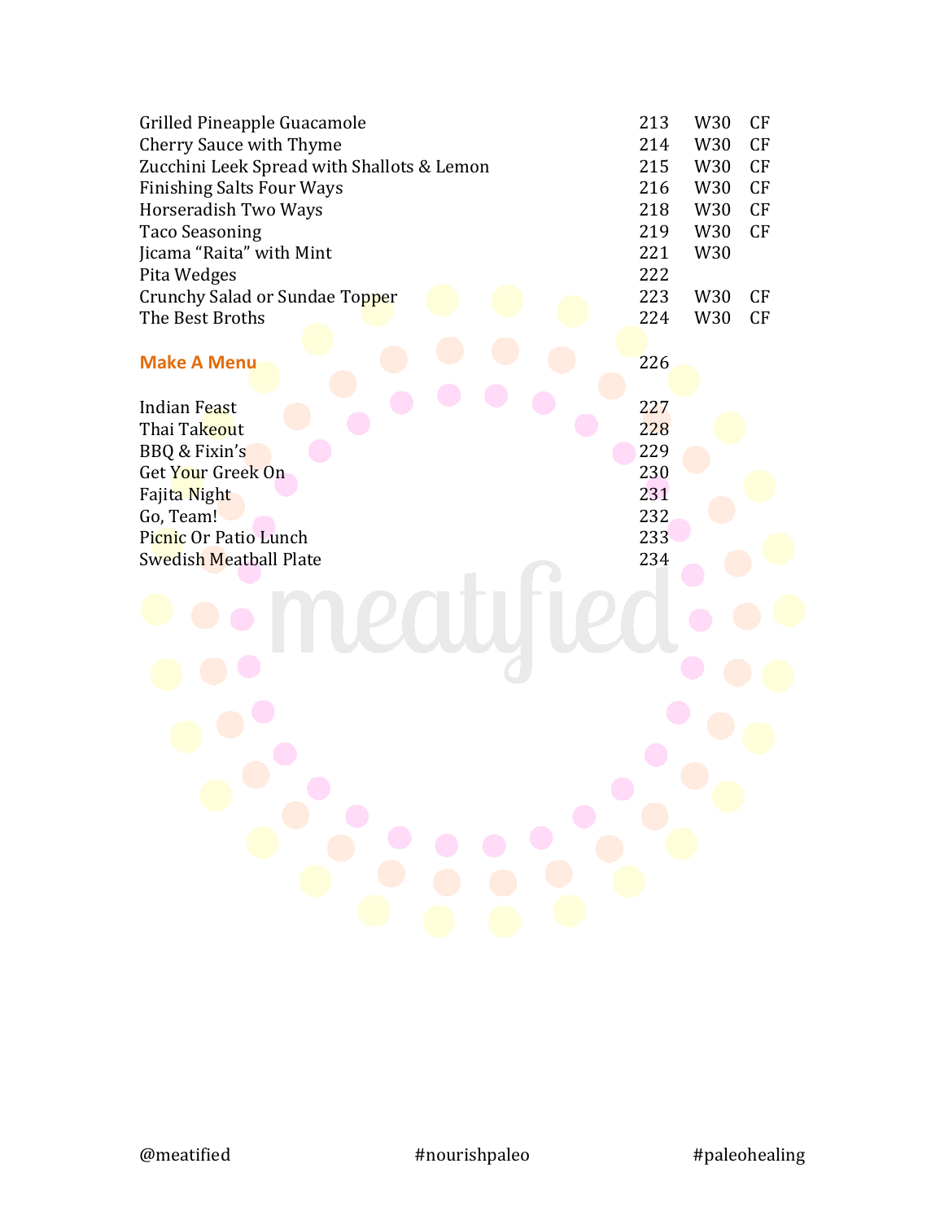| | | | |
|---|---|---|---|
| Grilled Pineapple Guacamole | 213 | W30 | CF |
| Cherry Sauce with Thyme | 214 | W30 | CF |
| Zucchini Leek Spread with Shallots & Lemon | 215 | W30 | CF |
| Finishing Salts Four Ways | 216 | W30 | CF |
| Horseradish Two Ways | 218 | W30 | CF |
| Taco Seasoning | 219 | W30 | CF |
| Jicama "Raita" with Mint | 221 | W30 | |
| Pita Wedges | 222 | | |
| Crunchy Salad or Sundae Topper | 223 | W30 | CF |
| The Best Broths | 224 | W30 | CF |

## Make A Menu 226

| | |
|---|---|
| Indian Feast | 227 |
| Thai Takeout | 228 |
| BBQ & Fixin's | 229 |
| Get Your Greek On | 230 |
| Fajita Night | 231 |
| Go, Team! | 232 |
| Picnic Or Patio Lunch | 233 |
| Swedish Meatball Plate | 234 |

@meatified #nourishpaleo #paleohealing